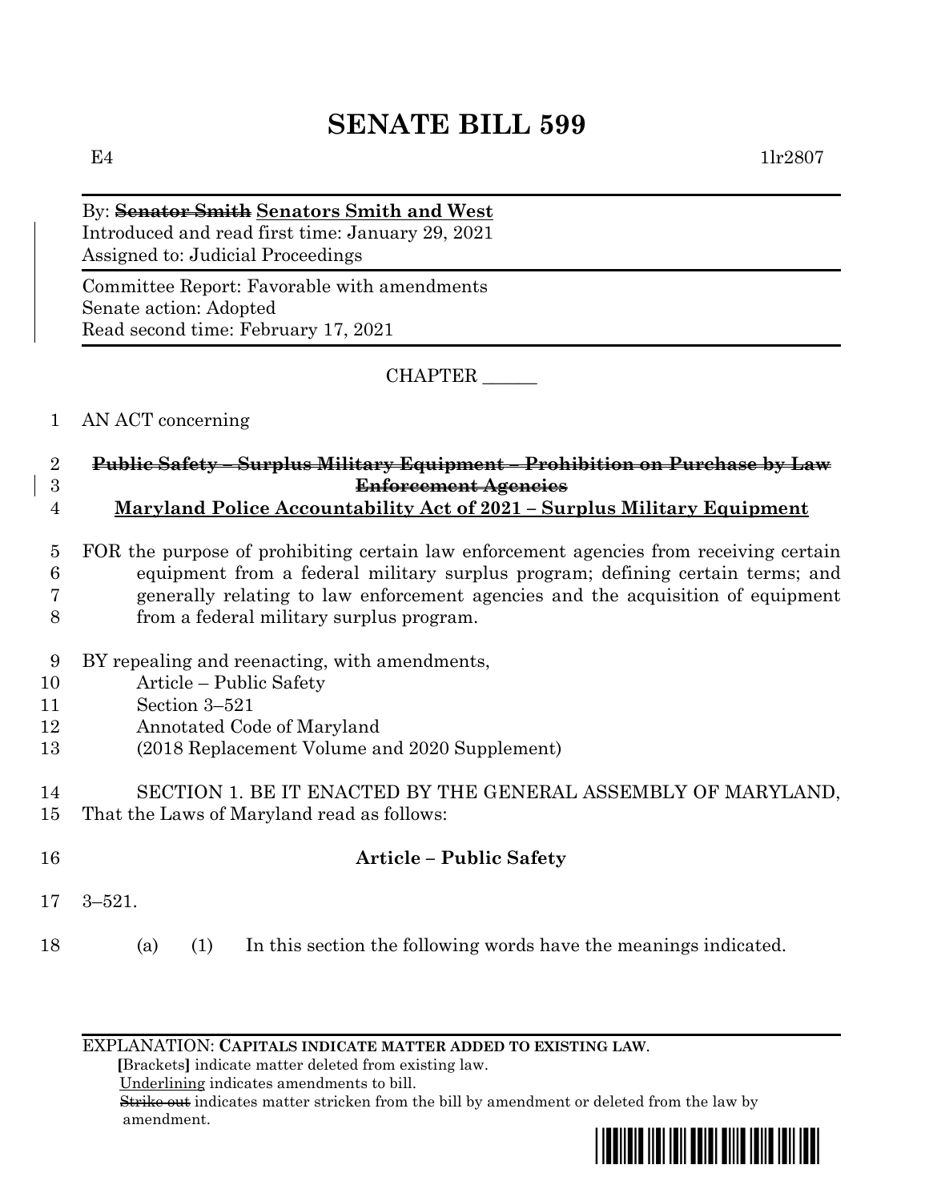# SENATE BILL 599

E4 1lr2807

By: ~~Senator Smith~~ <u>Senators Smith and West</u>
Introduced and read first time: January 29, 2021
Assigned to: Judicial Proceedings

Committee Report: Favorable with amendments
Senate action: Adopted
Read second time: February 17, 2021

CHAPTER ______

1 AN ACT concerning

2 ~~**Public Safety – Surplus Military Equipment – Prohibition on Purchase by Law**~~
3 ~~**Enforcement Agencies**~~
4 <u>**Maryland Police Accountability Act of 2021 – Surplus Military Equipment**</u>

5 FOR the purpose of prohibiting certain law enforcement agencies from receiving certain
6 equipment from a federal military surplus program; defining certain terms; and
7 generally relating to law enforcement agencies and the acquisition of equipment
8 from a federal military surplus program.

9 BY repealing and reenacting, with amendments,
10 Article – Public Safety
11 Section 3–521
12 Annotated Code of Maryland
13 (2018 Replacement Volume and 2020 Supplement)

14 SECTION 1. BE IT ENACTED BY THE GENERAL ASSEMBLY OF MARYLAND,
15 That the Laws of Maryland read as follows:

16 **Article – Public Safety**

17 3–521.

18 (a) (1) In this section the following words have the meanings indicated.

EXPLANATION: **CAPITALS INDICATE MATTER ADDED TO EXISTING LAW.**
**[**Brackets**]** indicate matter deleted from existing law.
<u>Underlining</u> indicates amendments to bill.
~~Strike out~~ indicates matter stricken from the bill by amendment or deleted from the law by amendment.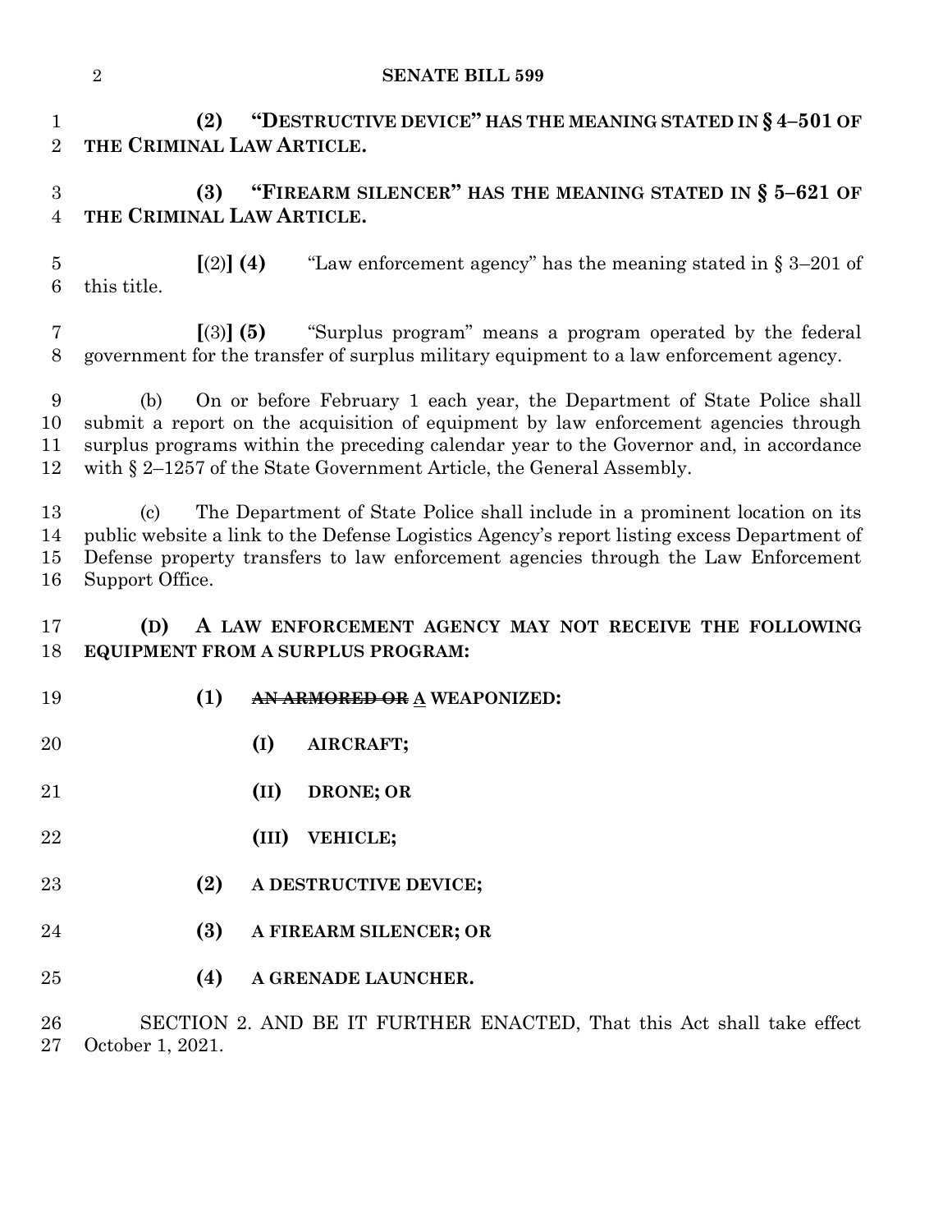**(2) "DESTRUCTIVE DEVICE" HAS THE MEANING STATED IN § 4–501 OF THE CRIMINAL LAW ARTICLE.**

**(3) "FIREARM SILENCER" HAS THE MEANING STATED IN § 5–621 OF THE CRIMINAL LAW ARTICLE.**

[(2)] **(4)** "Law enforcement agency" has the meaning stated in § 3–201 of this title.

[(3)] **(5)** "Surplus program" means a program operated by the federal government for the transfer of surplus military equipment to a law enforcement agency.

(b) On or before February 1 each year, the Department of State Police shall submit a report on the acquisition of equipment by law enforcement agencies through surplus programs within the preceding calendar year to the Governor and, in accordance with § 2–1257 of the State Government Article, the General Assembly.

(c) The Department of State Police shall include in a prominent location on its public website a link to the Defense Logistics Agency's report listing excess Department of Defense property transfers to law enforcement agencies through the Law Enforcement Support Office.

**(D) A LAW ENFORCEMENT AGENCY MAY NOT RECEIVE THE FOLLOWING EQUIPMENT FROM A SURPLUS PROGRAM:**

**(1) ~~AN ARMORED OR~~ A WEAPONIZED:**

**(I) AIRCRAFT;**

**(II) DRONE; OR**

**(III) VEHICLE;**

**(2) A DESTRUCTIVE DEVICE;**

**(3) A FIREARM SILENCER; OR**

**(4) A GRENADE LAUNCHER.**

SECTION 2. AND BE IT FURTHER ENACTED, That this Act shall take effect October 1, 2021.